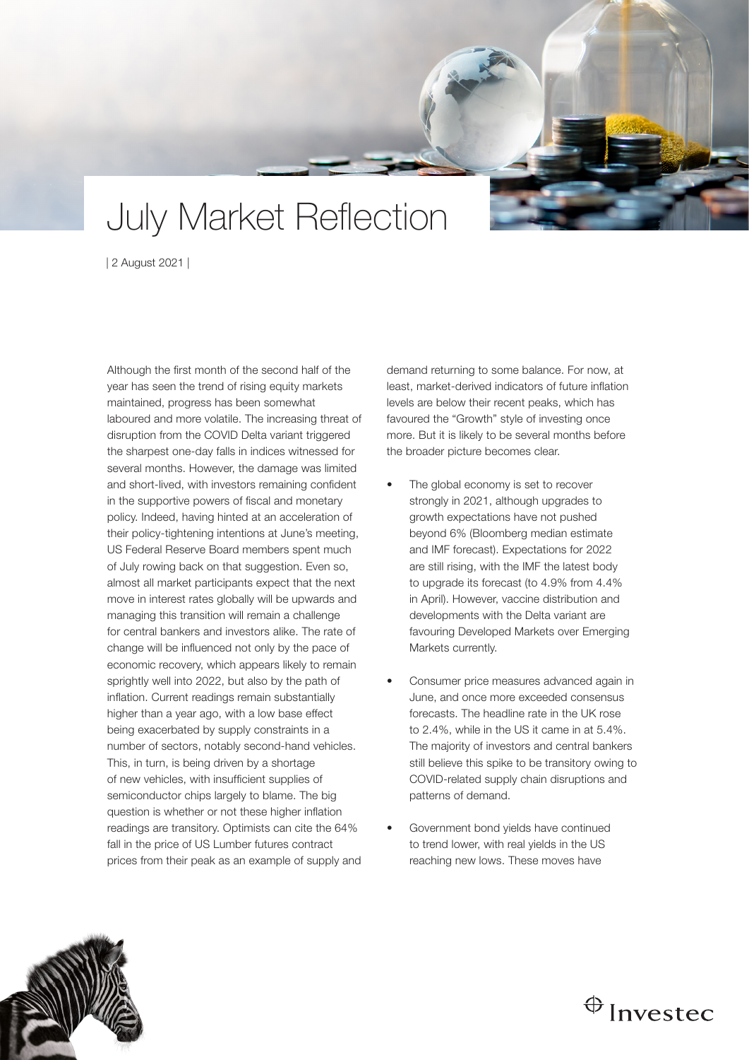# July Market Reflection

| 2 August 2021 |

Although the first month of the second half of the year has seen the trend of rising equity markets maintained, progress has been somewhat laboured and more volatile. The increasing threat of disruption from the COVID Delta variant triggered the sharpest one-day falls in indices witnessed for several months. However, the damage was limited and short-lived, with investors remaining confident in the supportive powers of fiscal and monetary policy. Indeed, having hinted at an acceleration of their policy-tightening intentions at June's meeting, US Federal Reserve Board members spent much of July rowing back on that suggestion. Even so, almost all market participants expect that the next move in interest rates globally will be upwards and managing this transition will remain a challenge for central bankers and investors alike. The rate of change will be influenced not only by the pace of economic recovery, which appears likely to remain sprightly well into 2022, but also by the path of inflation. Current readings remain substantially higher than a year ago, with a low base effect being exacerbated by supply constraints in a number of sectors, notably second-hand vehicles. This, in turn, is being driven by a shortage of new vehicles, with insufficient supplies of semiconductor chips largely to blame. The big question is whether or not these higher inflation readings are transitory. Optimists can cite the 64% fall in the price of US Lumber futures contract prices from their peak as an example of supply and demand returning to some balance. For now, at least, market-derived indicators of future inflation levels are below their recent peaks, which has favoured the "Growth" style of investing once more. But it is likely to be several months before the broader picture becomes clear.

- The global economy is set to recover strongly in 2021, although upgrades to growth expectations have not pushed beyond 6% (Bloomberg median estimate and IMF forecast). Expectations for 2022 are still rising, with the IMF the latest body to upgrade its forecast (to 4.9% from 4.4% in April). However, vaccine distribution and developments with the Delta variant are favouring Developed Markets over Emerging Markets currently.

- Consumer price measures advanced again in June, and once more exceeded consensus forecasts. The headline rate in the UK rose to 2.4%, while in the US it came in at 5.4%. The majority of investors and central bankers still believe this spike to be transitory owing to COVID-related supply chain disruptions and patterns of demand.

- Government bond yields have continued to trend lower, with real yields in the US reaching new lows. These moves have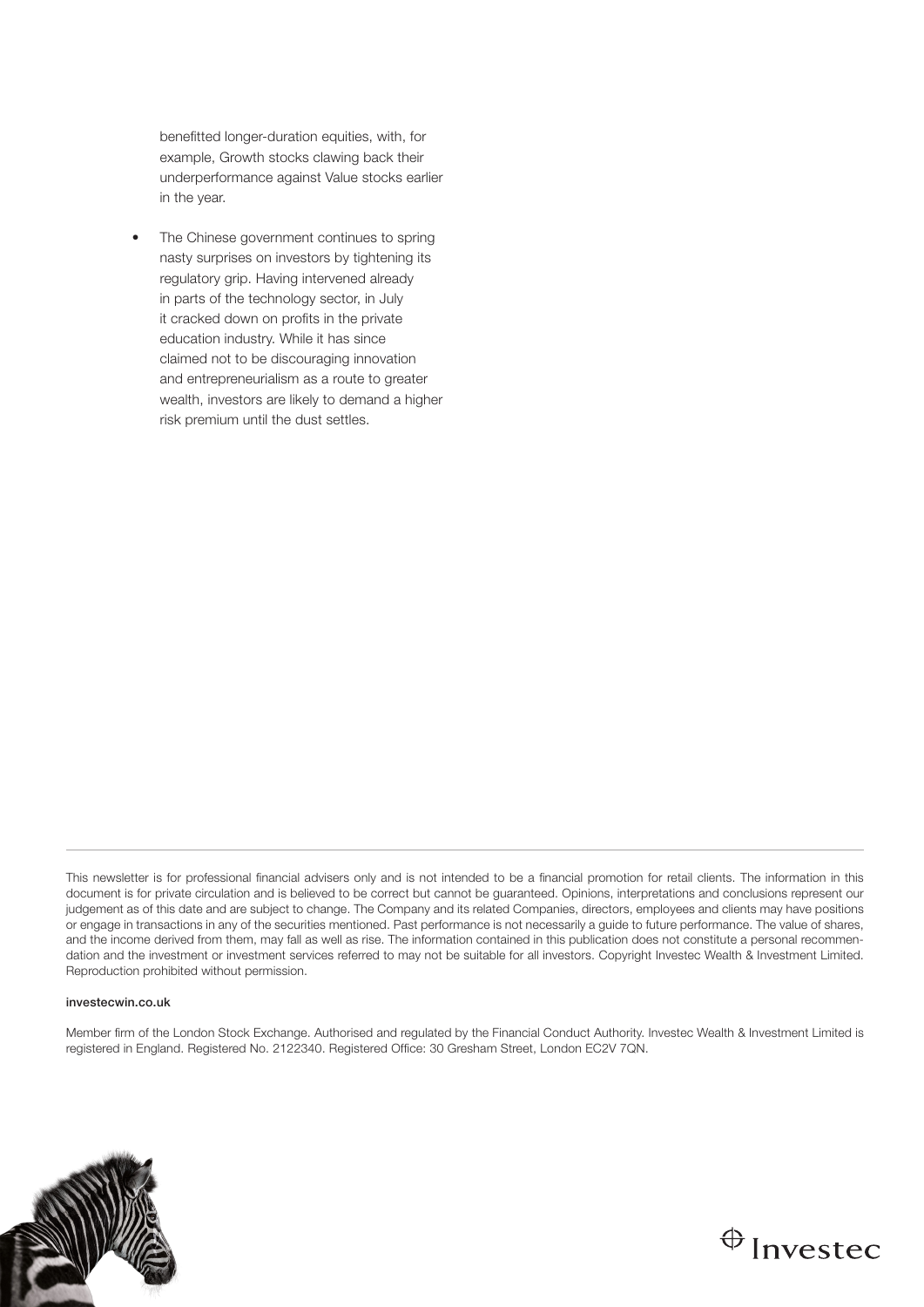benefitted longer-duration equities, with, for example, Growth stocks clawing back their underperformance against Value stocks earlier in the year.

- The Chinese government continues to spring nasty surprises on investors by tightening its regulatory grip. Having intervened already in parts of the technology sector, in July it cracked down on profits in the private education industry. While it has since claimed not to be discouraging innovation and entrepreneurialism as a route to greater wealth, investors are likely to demand a higher risk premium until the dust settles.

---

This newsletter is for professional financial advisers only and is not intended to be a financial promotion for retail clients. The information in this document is for private circulation and is believed to be correct but cannot be guaranteed. Opinions, interpretations and conclusions represent our judgement as of this date and are subject to change. The Company and its related Companies, directors, employees and clients may have positions or engage in transactions in any of the securities mentioned. Past performance is not necessarily a guide to future performance. The value of shares, and the income derived from them, may fall as well as rise. The information contained in this publication does not constitute a personal recommendation and the investment or investment services referred to may not be suitable for all investors. Copyright Investec Wealth & Investment Limited. Reproduction prohibited without permission.

**investecwin.co.uk**

Member firm of the London Stock Exchange. Authorised and regulated by the Financial Conduct Authority. Investec Wealth & Investment Limited is registered in England. Registered No. 2122340. Registered Office: 30 Gresham Street, London EC2V 7QN.

Investec